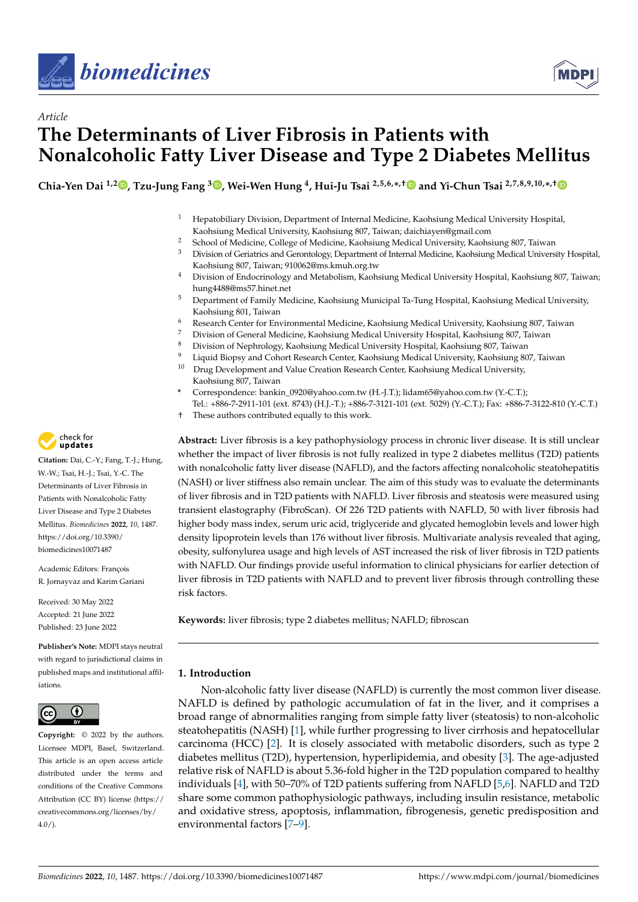*Article*

# The Determinants of Liver Fibrosis in Patients with Nonalcoholic Fatty Liver Disease and Type 2 Diabetes Mellitus

**Chia-Yen Dai [1,2], Tzu-Jung Fang [3], Wei-Wen Hung [4], Hui-Ju Tsai [2,5,6,*,†] and Yi-Chun Tsai [2,7,8,9,10,*,†]**

1 Hepatobiliary Division, Department of Internal Medicine, Kaohsiung Medical University Hospital, Kaohsiung Medical University, Kaohsiung 807, Taiwan; daichiayen@gmail.com
2 School of Medicine, College of Medicine, Kaohsiung Medical University, Kaohsiung 807, Taiwan
3 Division of Geriatrics and Gerontology, Department of Internal Medicine, Kaohsiung Medical University Hospital, Kaohsiung 807, Taiwan; 910062@ms.kmuh.org.tw
4 Division of Endocrinology and Metabolism, Kaohsiung Medical University Hospital, Kaohsiung 807, Taiwan; hung4488@ms57.hinet.net
5 Department of Family Medicine, Kaohsiung Municipal Ta-Tung Hospital, Kaohsiung Medical University, Kaohsiung 801, Taiwan
6 Research Center for Environmental Medicine, Kaohsiung Medical University, Kaohsiung 807, Taiwan
7 Division of General Medicine, Kaohsiung Medical University Hospital, Kaohsiung 807, Taiwan
8 Division of Nephrology, Kaohsiung Medical University Hospital, Kaohsiung 807, Taiwan
9 Liquid Biopsy and Cohort Research Center, Kaohsiung Medical University, Kaohsiung 807, Taiwan
10 Drug Development and Value Creation Research Center, Kaohsiung Medical University, Kaohsiung 807, Taiwan
\* Correspondence: bankin_0920@yahoo.com.tw (H.-J.T.); lidam65@yahoo.com.tw (Y.-C.T.); Tel.: +886-7-2911-101 (ext. 8743) (H.J.-T.); +886-7-3121-101 (ext. 5029) (Y.-C.T.); Fax: +886-7-3122-810 (Y.-C.T.)
† These authors contributed equally to this work.

**Citation:** Dai, C.-Y.; Fang, T.-J.; Hung, W.-W.; Tsai, H.-J.; Tsai, Y.-C. The Determinants of Liver Fibrosis in Patients with Nonalcoholic Fatty Liver Disease and Type 2 Diabetes Mellitus. *Biomedicines* **2022**, *10*, 1487. https://doi.org/10.3390/biomedicines10071487

Academic Editors: François R. Jornayvaz and Karim Gariani

Received: 30 May 2022
Accepted: 21 June 2022
Published: 23 June 2022

**Publisher's Note:** MDPI stays neutral with regard to jurisdictional claims in published maps and institutional affiliations.

**Copyright:** © 2022 by the authors. Licensee MDPI, Basel, Switzerland. This article is an open access article distributed under the terms and conditions of the Creative Commons Attribution (CC BY) license (https://creativecommons.org/licenses/by/4.0/).

**Abstract:** Liver fibrosis is a key pathophysiology process in chronic liver disease. It is still unclear whether the impact of liver fibrosis is not fully realized in type 2 diabetes mellitus (T2D) patients with nonalcoholic fatty liver disease (NAFLD), and the factors affecting nonalcoholic steatohepatitis (NASH) or liver stiffness also remain unclear. The aim of this study was to evaluate the determinants of liver fibrosis and in T2D patients with NAFLD. Liver fibrosis and steatosis were measured using transient elastography (FibroScan). Of 226 T2D patients with NAFLD, 50 with liver fibrosis had higher body mass index, serum uric acid, triglyceride and glycated hemoglobin levels and lower high density lipoprotein levels than 176 without liver fibrosis. Multivariate analysis revealed that aging, obesity, sulfonylurea usage and high levels of AST increased the risk of liver fibrosis in T2D patients with NAFLD. Our findings provide useful information to clinical physicians for earlier detection of liver fibrosis in T2D patients with NAFLD and to prevent liver fibrosis through controlling these risk factors.

**Keywords:** liver fibrosis; type 2 diabetes mellitus; NAFLD; fibroscan

## 1. Introduction

Non-alcoholic fatty liver disease (NAFLD) is currently the most common liver disease. NAFLD is defined by pathologic accumulation of fat in the liver, and it comprises a broad range of abnormalities ranging from simple fatty liver (steatosis) to non-alcoholic steatohepatitis (NASH) [1], while further progressing to liver cirrhosis and hepatocellular carcinoma (HCC) [2]. It is closely associated with metabolic disorders, such as type 2 diabetes mellitus (T2D), hypertension, hyperlipidemia, and obesity [3]. The age-adjusted relative risk of NAFLD is about 5.36-fold higher in the T2D population compared to healthy individuals [4], with 50–70% of T2D patients suffering from NAFLD [5,6]. NAFLD and T2D share some common pathophysiologic pathways, including insulin resistance, metabolic and oxidative stress, apoptosis, inflammation, fibrogenesis, genetic predisposition and environmental factors [7–9].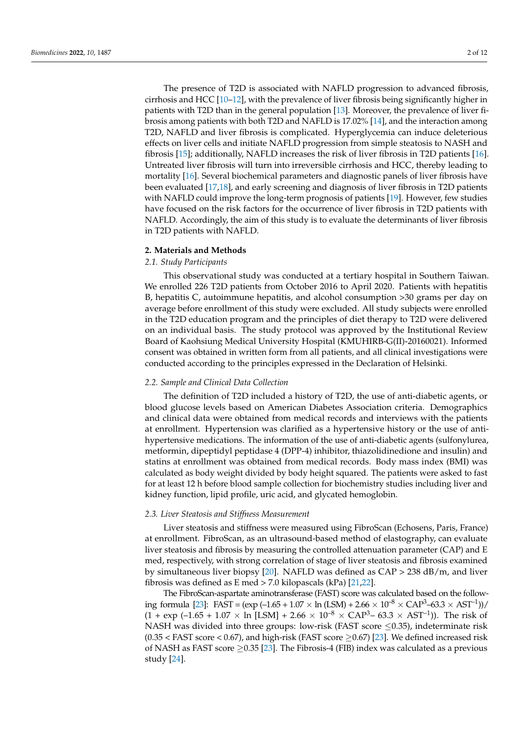The presence of T2D is associated with NAFLD progression to advanced fibrosis, cirrhosis and HCC [10–12], with the prevalence of liver fibrosis being significantly higher in patients with T2D than in the general population [13]. Moreover, the prevalence of liver fibrosis among patients with both T2D and NAFLD is 17.02% [14], and the interaction among T2D, NAFLD and liver fibrosis is complicated. Hyperglycemia can induce deleterious effects on liver cells and initiate NAFLD progression from simple steatosis to NASH and fibrosis [15]; additionally, NAFLD increases the risk of liver fibrosis in T2D patients [16]. Untreated liver fibrosis will turn into irreversible cirrhosis and HCC, thereby leading to mortality [16]. Several biochemical parameters and diagnostic panels of liver fibrosis have been evaluated [17,18], and early screening and diagnosis of liver fibrosis in T2D patients with NAFLD could improve the long-term prognosis of patients [19]. However, few studies have focused on the risk factors for the occurrence of liver fibrosis in T2D patients with NAFLD. Accordingly, the aim of this study is to evaluate the determinants of liver fibrosis in T2D patients with NAFLD.

## 2. Materials and Methods

### *2.1. Study Participants*

This observational study was conducted at a tertiary hospital in Southern Taiwan. We enrolled 226 T2D patients from October 2016 to April 2020. Patients with hepatitis B, hepatitis C, autoimmune hepatitis, and alcohol consumption >30 grams per day on average before enrollment of this study were excluded. All study subjects were enrolled in the T2D education program and the principles of diet therapy to T2D were delivered on an individual basis. The study protocol was approved by the Institutional Review Board of Kaohsiung Medical University Hospital (KMUHIRB-G(II)-20160021). Informed consent was obtained in written form from all patients, and all clinical investigations were conducted according to the principles expressed in the Declaration of Helsinki.

### *2.2. Sample and Clinical Data Collection*

The definition of T2D included a history of T2D, the use of anti-diabetic agents, or blood glucose levels based on American Diabetes Association criteria. Demographics and clinical data were obtained from medical records and interviews with the patients at enrollment. Hypertension was clarified as a hypertensive history or the use of anti-hypertensive medications. The information of the use of anti-diabetic agents (sulfonylurea, metformin, dipeptidyl peptidase 4 (DPP-4) inhibitor, thiazolidinedione and insulin) and statins at enrollment was obtained from medical records. Body mass index (BMI) was calculated as body weight divided by body height squared. The patients were asked to fast for at least 12 h before blood sample collection for biochemistry studies including liver and kidney function, lipid profile, uric acid, and glycated hemoglobin.

### *2.3. Liver Steatosis and Stiffness Measurement*

Liver steatosis and stiffness were measured using FibroScan (Echosens, Paris, France) at enrollment. FibroScan, as an ultrasound-based method of elastography, can evaluate liver steatosis and fibrosis by measuring the controlled attenuation parameter (CAP) and E med, respectively, with strong correlation of stage of liver steatosis and fibrosis examined by simultaneous liver biopsy [20]. NAFLD was defined as CAP > 238 dB/m, and liver fibrosis was defined as E med > 7.0 kilopascals (kPa) [21,22].

The FibroScan-aspartate aminotransferase (FAST) score was calculated based on the following formula [23]: $FAST = (\exp(-1.65 + 1.07 \times \ln(LSM) + 2.66 \times 10^{-8} \times CAP^3 - 63.3 \times AST^{-1}))/(1 + \exp(-1.65 + 1.07 \times \ln[LSM] + 2.66 \times 10^{-8} \times CAP^3 - 63.3 \times AST^{-1}))$. The risk of NASH was divided into three groups: low-risk (FAST score $\leq 0.35$), indeterminate risk ($0.35 <$ FAST score $< 0.67$), and high-risk (FAST score $\geq 0.67$) [23]. We defined increased risk of NASH as FAST score $\geq 0.35$ [23]. The Fibrosis-4 (FIB) index was calculated as a previous study [24].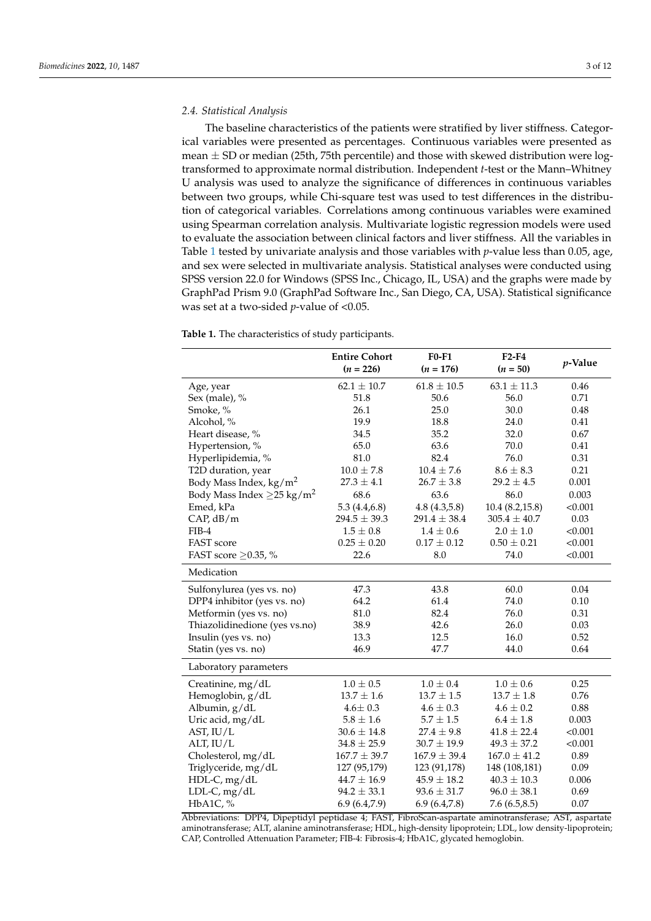### 2.4. Statistical Analysis

The baseline characteristics of the patients were stratified by liver stiffness. Categorical variables were presented as percentages. Continuous variables were presented as mean ± SD or median (25th, 75th percentile) and those with skewed distribution were log-transformed to approximate normal distribution. Independent *t*-test or the Mann–Whitney U analysis was used to analyze the significance of differences in continuous variables between two groups, while Chi-square test was used to test differences in the distribution of categorical variables. Correlations among continuous variables were examined using Spearman correlation analysis. Multivariate logistic regression models were used to evaluate the association between clinical factors and liver stiffness. All the variables in Table 1 tested by univariate analysis and those variables with *p*-value less than 0.05, age, and sex were selected in multivariate analysis. Statistical analyses were conducted using SPSS version 22.0 for Windows (SPSS Inc., Chicago, IL, USA) and the graphs were made by GraphPad Prism 9.0 (GraphPad Software Inc., San Diego, CA, USA). Statistical significance was set at a two-sided *p*-value of <0.05.

**Table 1.** The characteristics of study participants.

| | Entire Cohort ($n$ = 226) | F0-F1 ($n$ = 176) | F2-F4 ($n$ = 50) | *p*-Value |
|---|---|---|---|---|
| Age, year | 62.1 ± 10.7 | 61.8 ± 10.5 | 63.1 ± 11.3 | 0.46 |
| Sex (male), % | 51.8 | 50.6 | 56.0 | 0.71 |
| Smoke, % | 26.1 | 25.0 | 30.0 | 0.48 |
| Alcohol, % | 19.9 | 18.8 | 24.0 | 0.41 |
| Heart disease, % | 34.5 | 35.2 | 32.0 | 0.67 |
| Hypertension, % | 65.0 | 63.6 | 70.0 | 0.41 |
| Hyperlipidemia, % | 81.0 | 82.4 | 76.0 | 0.31 |
| T2D duration, year | 10.0 ± 7.8 | 10.4 ± 7.6 | 8.6 ± 8.3 | 0.21 |
| Body Mass Index, kg/m$^2$ | 27.3 ± 4.1 | 26.7 ± 3.8 | 29.2 ± 4.5 | 0.001 |
| Body Mass Index ≥25 kg/m$^2$ | 68.6 | 63.6 | 86.0 | 0.003 |
| Emed, kPa | 5.3 (4.4,6.8) | 4.8 (4.3,5.8) | 10.4 (8.2,15.8) | <0.001 |
| CAP, dB/m | 294.5 ± 39.3 | 291.4 ± 38.4 | 305.4 ± 40.7 | 0.03 |
| FIB-4 | 1.5 ± 0.8 | 1.4 ± 0.6 | 2.0 ± 1.0 | <0.001 |
| FAST score | 0.25 ± 0.20 | 0.17 ± 0.12 | 0.50 ± 0.21 | <0.001 |
| FAST score ≥0.35, % | 22.6 | 8.0 | 74.0 | <0.001 |
| Medication | | | | |
| Sulfonylurea (yes vs. no) | 47.3 | 43.8 | 60.0 | 0.04 |
| DPP4 inhibitor (yes vs. no) | 64.2 | 61.4 | 74.0 | 0.10 |
| Metformin (yes vs. no) | 81.0 | 82.4 | 76.0 | 0.31 |
| Thiazolidinedione (yes vs.no) | 38.9 | 42.6 | 26.0 | 0.03 |
| Insulin (yes vs. no) | 13.3 | 12.5 | 16.0 | 0.52 |
| Statin (yes vs. no) | 46.9 | 47.7 | 44.0 | 0.64 |
| Laboratory parameters | | | | |
| Creatinine, mg/dL | 1.0 ± 0.5 | 1.0 ± 0.4 | 1.0 ± 0.6 | 0.25 |
| Hemoglobin, g/dL | 13.7 ± 1.6 | 13.7 ± 1.5 | 13.7 ± 1.8 | 0.76 |
| Albumin, g/dL | 4.6± 0.3 | 4.6 ± 0.3 | 4.6 ± 0.2 | 0.88 |
| Uric acid, mg/dL | 5.8 ± 1.6 | 5.7 ± 1.5 | 6.4 ± 1.8 | 0.003 |
| AST, IU/L | 30.6 ± 14.8 | 27.4 ± 9.8 | 41.8 ± 22.4 | <0.001 |
| ALT, IU/L | 34.8 ± 25.9 | 30.7 ± 19.9 | 49.3 ± 37.2 | <0.001 |
| Cholesterol, mg/dL | 167.7 ± 39.7 | 167.9 ± 39.4 | 167.0 ± 41.2 | 0.89 |
| Triglyceride, mg/dL | 127 (95,179) | 123 (91,178) | 148 (108,181) | 0.09 |
| HDL-C, mg/dL | 44.7 ± 16.9 | 45.9 ± 18.2 | 40.3 ± 10.3 | 0.006 |
| LDL-C, mg/dL | 94.2 ± 33.1 | 93.6 ± 31.7 | 96.0 ± 38.1 | 0.69 |
| HbA1C, % | 6.9 (6.4,7.9) | 6.9 (6.4,7.8) | 7.6 (6.5,8.5) | 0.07 |

Abbreviations: DPP4, Dipeptidyl peptidase 4; FAST, FibroScan-aspartate aminotransferase; AST, aspartate aminotransferase; ALT, alanine aminotransferase; HDL, high-density lipoprotein; LDL, low density-lipoprotein; CAP, Controlled Attenuation Parameter; FIB-4: Fibrosis-4; HbA1C, glycated hemoglobin.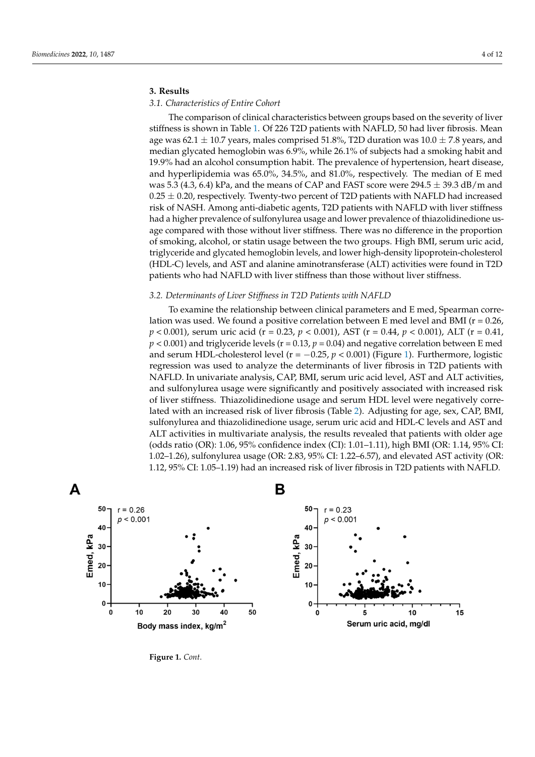## 3. Results

### 3.1. Characteristics of Entire Cohort

The comparison of clinical characteristics between groups based on the severity of liver stiffness is shown in Table 1. Of 226 T2D patients with NAFLD, 50 had liver fibrosis. Mean age was 62.1 ± 10.7 years, males comprised 51.8%, T2D duration was 10.0 ± 7.8 years, and median glycated hemoglobin was 6.9%, while 26.1% of subjects had a smoking habit and 19.9% had an alcohol consumption habit. The prevalence of hypertension, heart disease, and hyperlipidemia was 65.0%, 34.5%, and 81.0%, respectively. The median of E med was 5.3 (4.3, 6.4) kPa, and the means of CAP and FAST score were 294.5 ± 39.3 dB/m and 0.25 ± 0.20, respectively. Twenty-two percent of T2D patients with NAFLD had increased risk of NASH. Among anti-diabetic agents, T2D patients with NAFLD with liver stiffness had a higher prevalence of sulfonylurea usage and lower prevalence of thiazolidinedione usage compared with those without liver stiffness. There was no difference in the proportion of smoking, alcohol, or statin usage between the two groups. High BMI, serum uric acid, triglyceride and glycated hemoglobin levels, and lower high-density lipoprotein-cholesterol (HDL-C) levels, and AST and alanine aminotransferase (ALT) activities were found in T2D patients who had NAFLD with liver stiffness than those without liver stiffness.

### 3.2. Determinants of Liver Stiffness in T2D Patients with NAFLD

To examine the relationship between clinical parameters and E med, Spearman correlation was used. We found a positive correlation between E med level and BMI ($r = 0.26$, $p < 0.001$), serum uric acid ($r = 0.23$, $p < 0.001$), AST ($r = 0.44$, $p < 0.001$), ALT ($r = 0.41$, $p < 0.001$) and triglyceride levels ($r = 0.13$, $p = 0.04$) and negative correlation between E med and serum HDL-cholesterol level ($r = -0.25$, $p < 0.001$) (Figure 1). Furthermore, logistic regression was used to analyze the determinants of liver fibrosis in T2D patients with NAFLD. In univariate analysis, CAP, BMI, serum uric acid level, AST and ALT activities, and sulfonylurea usage were significantly and positively associated with increased risk of liver stiffness. Thiazolidinedione usage and serum HDL level were negatively correlated with an increased risk of liver fibrosis (Table 2). Adjusting for age, sex, CAP, BMI, sulfonylurea and thiazolidinedione usage, serum uric acid and HDL-C levels and AST and ALT activities in multivariate analysis, the results revealed that patients with older age (odds ratio (OR): 1.06, 95% confidence index (CI): 1.01–1.11), high BMI (OR: 1.14, 95% CI: 1.02–1.26), sulfonylurea usage (OR: 2.83, 95% CI: 1.22–6.57), and elevated AST activity (OR: 1.12, 95% CI: 1.05–1.19) had an increased risk of liver fibrosis in T2D patients with NAFLD.

**Figure 1.** *Cont.*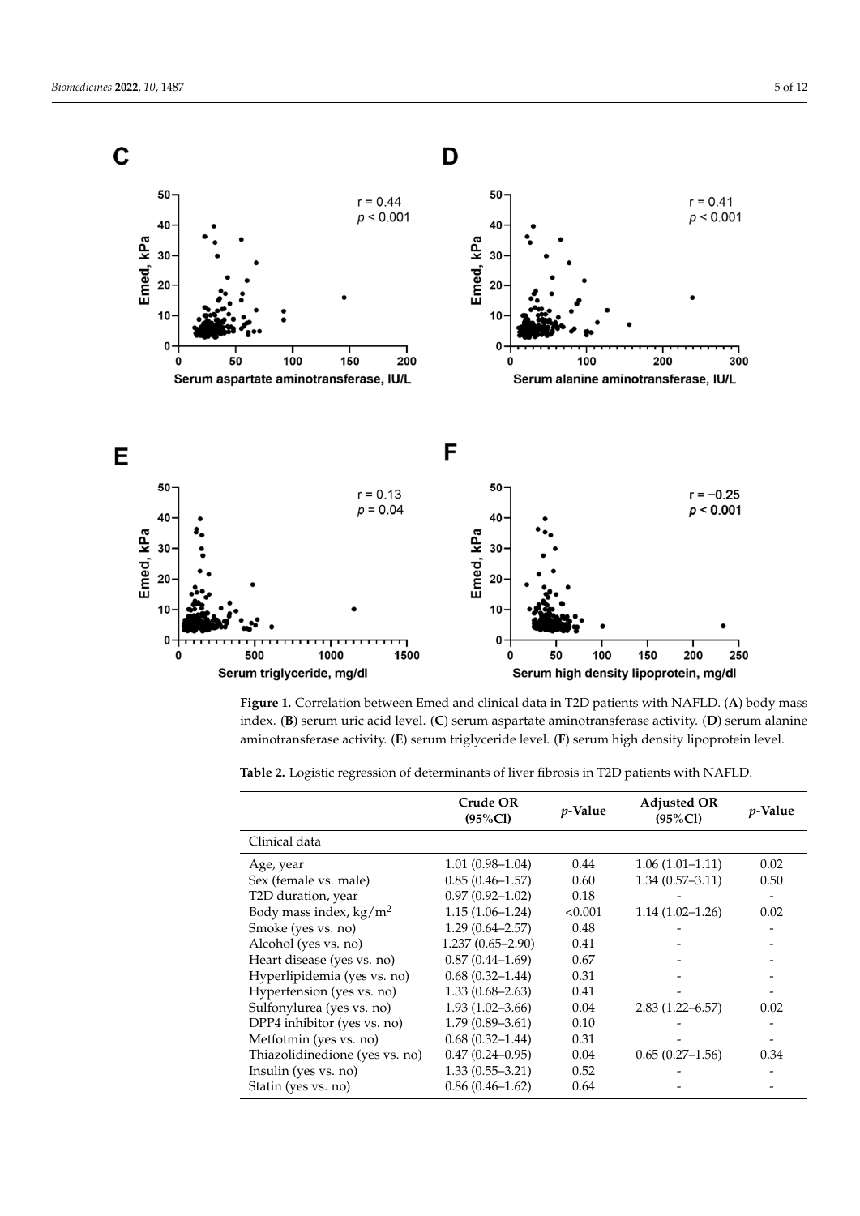**Figure 1.** Correlation between Emed and clinical data in T2D patients with NAFLD. (**A**) body mass index. (**B**) serum uric acid level. (**C**) serum aspartate aminotransferase activity. (**D**) serum alanine aminotransferase activity. (**E**) serum triglyceride level. (**F**) serum high density lipoprotein level.

**Table 2.** Logistic regression of determinants of liver fibrosis in T2D patients with NAFLD.

| | Crude OR (95%Cl) | *p*-Value | Adjusted OR (95%Cl) | *p*-Value |
|---|---|---|---|---|
| Clinical data | | | | |
| Age, year | 1.01 (0.98–1.04) | 0.44 | 1.06 (1.01–1.11) | 0.02 |
| Sex (female vs. male) | 0.85 (0.46–1.57) | 0.60 | 1.34 (0.57–3.11) | 0.50 |
| T2D duration, year | 0.97 (0.92–1.02) | 0.18 | - | - |
| Body mass index, kg/m$^2$ | 1.15 (1.06–1.24) | <0.001 | 1.14 (1.02–1.26) | 0.02 |
| Smoke (yes vs. no) | 1.29 (0.64–2.57) | 0.48 | - | - |
| Alcohol (yes vs. no) | 1.237 (0.65–2.90) | 0.41 | - | - |
| Heart disease (yes vs. no) | 0.87 (0.44–1.69) | 0.67 | - | - |
| Hyperlipidemia (yes vs. no) | 0.68 (0.32–1.44) | 0.31 | - | - |
| Hypertension (yes vs. no) | 1.33 (0.68–2.63) | 0.41 | - | - |
| Sulfonylurea (yes vs. no) | 1.93 (1.02–3.66) | 0.04 | 2.83 (1.22–6.57) | 0.02 |
| DPP4 inhibitor (yes vs. no) | 1.79 (0.89–3.61) | 0.10 | - | - |
| Metfotmin (yes vs. no) | 0.68 (0.32–1.44) | 0.31 | - | - |
| Thiazolidinedione (yes vs. no) | 0.47 (0.24–0.95) | 0.04 | 0.65 (0.27–1.56) | 0.34 |
| Insulin (yes vs. no) | 1.33 (0.55–3.21) | 0.52 | - | - |
| Statin (yes vs. no) | 0.86 (0.46–1.62) | 0.64 | - | - |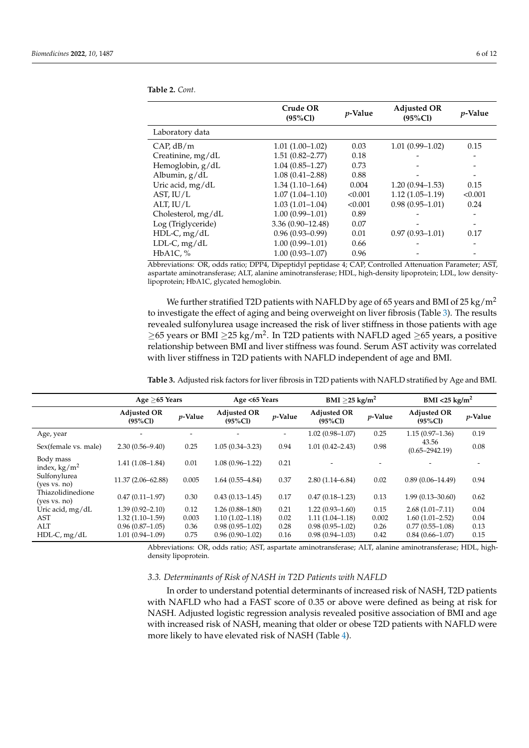**Table 2.** *Cont.*

| | Crude OR (95%Cl) | *p*-Value | Adjusted OR (95%Cl) | *p*-Value |
|---|---|---|---|---|
| Laboratory data | | | | |
| CAP, dB/m | 1.01 (1.00–1.02) | 0.03 | 1.01 (0.99–1.02) | 0.15 |
| Creatinine, mg/dL | 1.51 (0.82–2.77) | 0.18 | - | - |
| Hemoglobin, g/dL | 1.04 (0.85–1.27) | 0.73 | - | - |
| Albumin, g/dL | 1.08 (0.41–2.88) | 0.88 | - | - |
| Uric acid, mg/dL | 1.34 (1.10–1.64) | 0.004 | 1.20 (0.94–1.53) | 0.15 |
| AST, IU/L | 1.07 (1.04–1.10) | <0.001 | 1.12 (1.05–1.19) | <0.001 |
| ALT, IU/L | 1.03 (1.01–1.04) | <0.001 | 0.98 (0.95–1.01) | 0.24 |
| Cholesterol, mg/dL | 1.00 (0.99–1.01) | 0.89 | - | - |
| Log (Triglyceride) | 3.36 (0.90–12.48) | 0.07 | - | - |
| HDL-C, mg/dL | 0.96 (0.93–0.99) | 0.01 | 0.97 (0.93–1.01) | 0.17 |
| LDL-C, mg/dL | 1.00 (0.99–1.01) | 0.66 | - | - |
| HbA1C, % | 1.00 (0.93–1.07) | 0.96 | - | - |

Abbreviations: OR, odds ratio; DPP4, Dipeptidyl peptidase 4; CAP, Controlled Attenuation Parameter; AST, aspartate aminotransferase; ALT, alanine aminotransferase; HDL, high-density lipoprotein; LDL, low density-lipoprotein; HbA1C, glycated hemoglobin.

We further stratified T2D patients with NAFLD by age of 65 years and BMI of 25 kg/m$^2$ to investigate the effect of aging and being overweight on liver fibrosis (Table 3). The results revealed sulfonylurea usage increased the risk of liver stiffness in those patients with age $\geq$65 years or BMI $\geq$25 kg/m$^2$. In T2D patients with NAFLD aged $\geq$65 years, a positive relationship between BMI and liver stiffness was found. Serum AST activity was correlated with liver stiffness in T2D patients with NAFLD independent of age and BMI.

**Table 3.** Adjusted risk factors for liver fibrosis in T2D patients with NAFLD stratified by Age and BMI.

| | Age $\geq$65 Years | | Age <65 Years | | BMI $\geq$25 kg/m$^2$ | | BMI <25 kg/m$^2$ | |
|---|---|---|---|---|---|---|---|---|
| | Adjusted OR (95%Cl) | *p*-Value | Adjusted OR (95%Cl) | *p*-Value | Adjusted OR (95%Cl) | *p*-Value | Adjusted OR (95%Cl) | *p*-Value |
| Age, year | - | - | - | - | 1.02 (0.98–1.07) | 0.25 | 1.15 (0.97–1.36) | 0.19 |
| Sex(female vs. male) | 2.30 (0.56–9.40) | 0.25 | 1.05 (0.34–3.23) | 0.94 | 1.01 (0.42–2.43) | 0.98 | 43.56 (0.65–2942.19) | 0.08 |
| Body mass index, kg/m$^2$ | 1.41 (1.08–1.84) | 0.01 | 1.08 (0.96–1.22) | 0.21 | - | - | - | - |
| Sulfonylurea (yes vs. no) | 11.37 (2.06–62.88) | 0.005 | 1.64 (0.55–4.84) | 0.37 | 2.80 (1.14–6.84) | 0.02 | 0.89 (0.06–14.49) | 0.94 |
| Thiazolidinedione (yes vs. no) | 0.47 (0.11–1.97) | 0.30 | 0.43 (0.13–1.45) | 0.17 | 0.47 (0.18–1.23) | 0.13 | 1.99 (0.13–30.60) | 0.62 |
| Uric acid, mg/dL | 1.39 (0.92–2.10) | 0.12 | 1.26 (0.88–1.80) | 0.21 | 1.22 (0.93–1.60) | 0.15 | 2.68 (1.01–7.11) | 0.04 |
| AST | 1.32 (1.10–1.59) | 0.003 | 1.10 (1.02–1.18) | 0.02 | 1.11 (1.04–1.18) | 0.002 | 1.60 (1.01–2.52) | 0.04 |
| ALT | 0.96 (0.87–1.05) | 0.36 | 0.98 (0.95–1.02) | 0.28 | 0.98 (0.95–1.02) | 0.26 | 0.77 (0.55–1.08) | 0.13 |
| HDL-C, mg/dL | 1.01 (0.94–1.09) | 0.75 | 0.96 (0.90–1.02) | 0.16 | 0.98 (0.94–1.03) | 0.42 | 0.84 (0.66–1.07) | 0.15 |

Abbreviations: OR, odds ratio; AST, aspartate aminotransferase; ALT, alanine aminotransferase; HDL, high-density lipoprotein.

### *3.3. Determinants of Risk of NASH in T2D Patients with NAFLD*

In order to understand potential determinants of increased risk of NASH, T2D patients with NAFLD who had a FAST score of 0.35 or above were defined as being at risk for NASH. Adjusted logistic regression analysis revealed positive association of BMI and age with increased risk of NASH, meaning that older or obese T2D patients with NAFLD were more likely to have elevated risk of NASH (Table 4).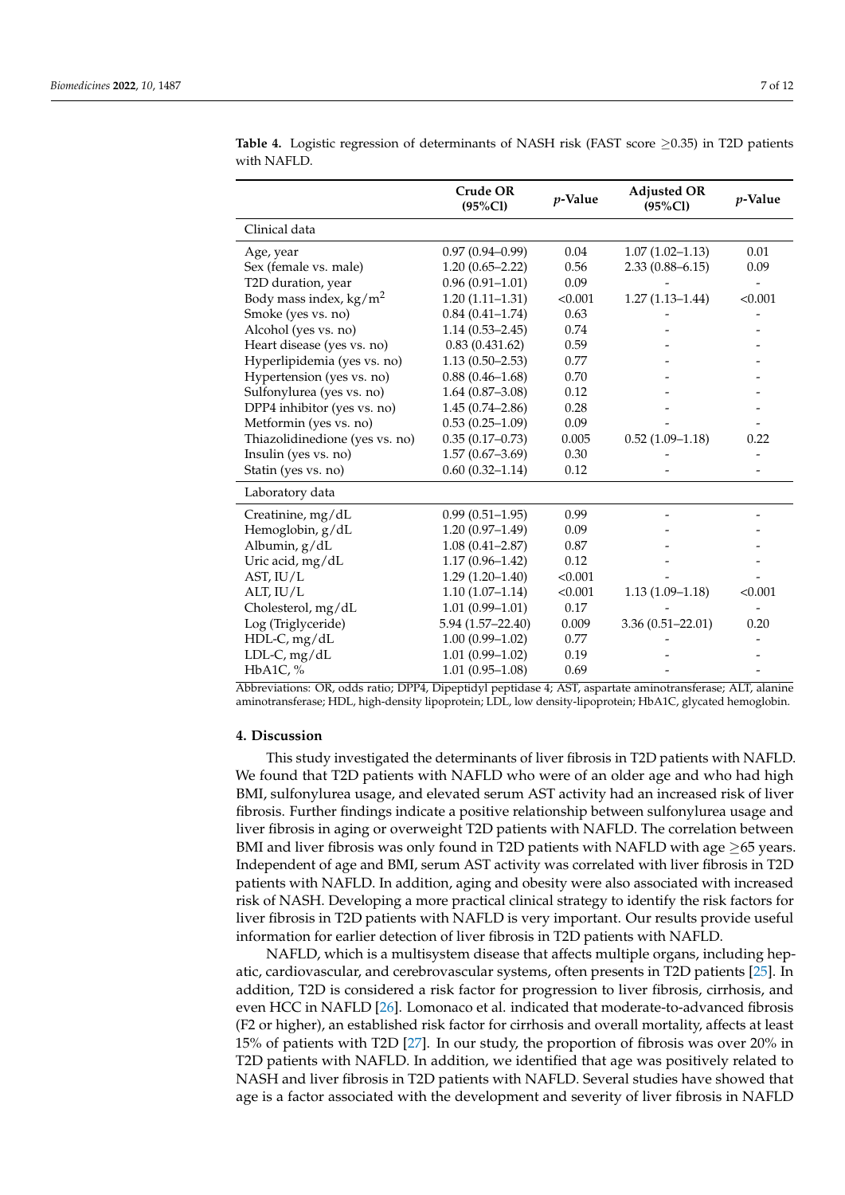**Table 4.** Logistic regression of determinants of NASH risk (FAST score ≥0.35) in T2D patients with NAFLD.

| | Crude OR (95%Cl) | *p*-Value | Adjusted OR (95%Cl) | *p*-Value |
|---|---|---|---|---|
| Clinical data | | | | |
| Age, year | 0.97 (0.94–0.99) | 0.04 | 1.07 (1.02–1.13) | 0.01 |
| Sex (female vs. male) | 1.20 (0.65–2.22) | 0.56 | 2.33 (0.88–6.15) | 0.09 |
| T2D duration, year | 0.96 (0.91–1.01) | 0.09 | - | - |
| Body mass index, kg/m$^2$ | 1.20 (1.11–1.31) | <0.001 | 1.27 (1.13–1.44) | <0.001 |
| Smoke (yes vs. no) | 0.84 (0.41–1.74) | 0.63 | - | - |
| Alcohol (yes vs. no) | 1.14 (0.53–2.45) | 0.74 | - | - |
| Heart disease (yes vs. no) | 0.83 (0.431.62) | 0.59 | - | - |
| Hyperlipidemia (yes vs. no) | 1.13 (0.50–2.53) | 0.77 | - | - |
| Hypertension (yes vs. no) | 0.88 (0.46–1.68) | 0.70 | - | - |
| Sulfonylurea (yes vs. no) | 1.64 (0.87–3.08) | 0.12 | - | - |
| DPP4 inhibitor (yes vs. no) | 1.45 (0.74–2.86) | 0.28 | - | - |
| Metformin (yes vs. no) | 0.53 (0.25–1.09) | 0.09 | - | - |
| Thiazolidinedione (yes vs. no) | 0.35 (0.17–0.73) | 0.005 | 0.52 (1.09–1.18) | 0.22 |
| Insulin (yes vs. no) | 1.57 (0.67–3.69) | 0.30 | - | - |
| Statin (yes vs. no) | 0.60 (0.32–1.14) | 0.12 | - | - |
| Laboratory data | | | | |
| Creatinine, mg/dL | 0.99 (0.51–1.95) | 0.99 | - | - |
| Hemoglobin, g/dL | 1.20 (0.97–1.49) | 0.09 | - | - |
| Albumin, g/dL | 1.08 (0.41–2.87) | 0.87 | - | - |
| Uric acid, mg/dL | 1.17 (0.96–1.42) | 0.12 | - | - |
| AST, IU/L | 1.29 (1.20–1.40) | <0.001 | - | - |
| ALT, IU/L | 1.10 (1.07–1.14) | <0.001 | 1.13 (1.09–1.18) | <0.001 |
| Cholesterol, mg/dL | 1.01 (0.99–1.01) | 0.17 | - | - |
| Log (Triglyceride) | 5.94 (1.57–22.40) | 0.009 | 3.36 (0.51–22.01) | 0.20 |
| HDL-C, mg/dL | 1.00 (0.99–1.02) | 0.77 | - | - |
| LDL-C, mg/dL | 1.01 (0.99–1.02) | 0.19 | - | - |
| HbA1C, % | 1.01 (0.95–1.08) | 0.69 | - | - |

Abbreviations: OR, odds ratio; DPP4, Dipeptidyl peptidase 4; AST, aspartate aminotransferase; ALT, alanine aminotransferase; HDL, high-density lipoprotein; LDL, low density-lipoprotein; HbA1C, glycated hemoglobin.

## 4. Discussion

This study investigated the determinants of liver fibrosis in T2D patients with NAFLD. We found that T2D patients with NAFLD who were of an older age and who had high BMI, sulfonylurea usage, and elevated serum AST activity had an increased risk of liver fibrosis. Further findings indicate a positive relationship between sulfonylurea usage and liver fibrosis in aging or overweight T2D patients with NAFLD. The correlation between BMI and liver fibrosis was only found in T2D patients with NAFLD with age ≥65 years. Independent of age and BMI, serum AST activity was correlated with liver fibrosis in T2D patients with NAFLD. In addition, aging and obesity were also associated with increased risk of NASH. Developing a more practical clinical strategy to identify the risk factors for liver fibrosis in T2D patients with NAFLD is very important. Our results provide useful information for earlier detection of liver fibrosis in T2D patients with NAFLD.

NAFLD, which is a multisystem disease that affects multiple organs, including hepatic, cardiovascular, and cerebrovascular systems, often presents in T2D patients [25]. In addition, T2D is considered a risk factor for progression to liver fibrosis, cirrhosis, and even HCC in NAFLD [26]. Lomonaco et al. indicated that moderate-to-advanced fibrosis (F2 or higher), an established risk factor for cirrhosis and overall mortality, affects at least 15% of patients with T2D [27]. In our study, the proportion of fibrosis was over 20% in T2D patients with NAFLD. In addition, we identified that age was positively related to NASH and liver fibrosis in T2D patients with NAFLD. Several studies have showed that age is a factor associated with the development and severity of liver fibrosis in NAFLD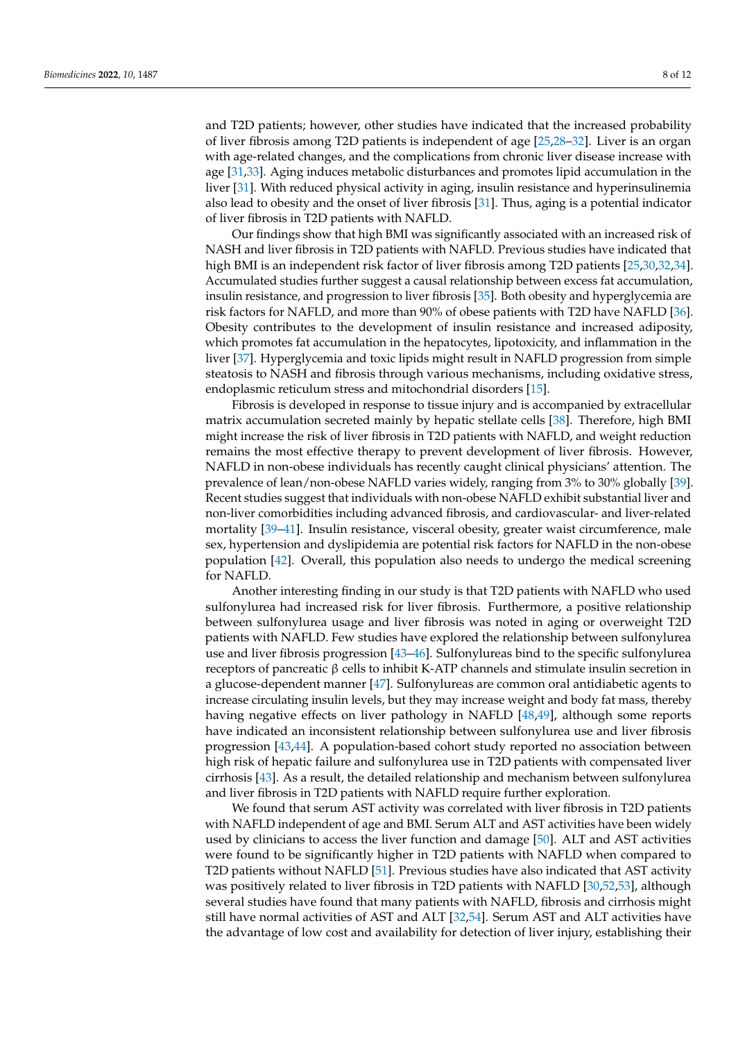and T2D patients; however, other studies have indicated that the increased probability of liver fibrosis among T2D patients is independent of age [25,28–32]. Liver is an organ with age-related changes, and the complications from chronic liver disease increase with age [31,33]. Aging induces metabolic disturbances and promotes lipid accumulation in the liver [31]. With reduced physical activity in aging, insulin resistance and hyperinsulinemia also lead to obesity and the onset of liver fibrosis [31]. Thus, aging is a potential indicator of liver fibrosis in T2D patients with NAFLD.

Our findings show that high BMI was significantly associated with an increased risk of NASH and liver fibrosis in T2D patients with NAFLD. Previous studies have indicated that high BMI is an independent risk factor of liver fibrosis among T2D patients [25,30,32,34]. Accumulated studies further suggest a causal relationship between excess fat accumulation, insulin resistance, and progression to liver fibrosis [35]. Both obesity and hyperglycemia are risk factors for NAFLD, and more than 90% of obese patients with T2D have NAFLD [36]. Obesity contributes to the development of insulin resistance and increased adiposity, which promotes fat accumulation in the hepatocytes, lipotoxicity, and inflammation in the liver [37]. Hyperglycemia and toxic lipids might result in NAFLD progression from simple steatosis to NASH and fibrosis through various mechanisms, including oxidative stress, endoplasmic reticulum stress and mitochondrial disorders [15].

Fibrosis is developed in response to tissue injury and is accompanied by extracellular matrix accumulation secreted mainly by hepatic stellate cells [38]. Therefore, high BMI might increase the risk of liver fibrosis in T2D patients with NAFLD, and weight reduction remains the most effective therapy to prevent development of liver fibrosis. However, NAFLD in non-obese individuals has recently caught clinical physicians' attention. The prevalence of lean/non-obese NAFLD varies widely, ranging from 3% to 30% globally [39]. Recent studies suggest that individuals with non-obese NAFLD exhibit substantial liver and non-liver comorbidities including advanced fibrosis, and cardiovascular- and liver-related mortality [39–41]. Insulin resistance, visceral obesity, greater waist circumference, male sex, hypertension and dyslipidemia are potential risk factors for NAFLD in the non-obese population [42]. Overall, this population also needs to undergo the medical screening for NAFLD.

Another interesting finding in our study is that T2D patients with NAFLD who used sulfonylurea had increased risk for liver fibrosis. Furthermore, a positive relationship between sulfonylurea usage and liver fibrosis was noted in aging or overweight T2D patients with NAFLD. Few studies have explored the relationship between sulfonylurea use and liver fibrosis progression [43–46]. Sulfonylureas bind to the specific sulfonylurea receptors of pancreatic β cells to inhibit K-ATP channels and stimulate insulin secretion in a glucose-dependent manner [47]. Sulfonylureas are common oral antidiabetic agents to increase circulating insulin levels, but they may increase weight and body fat mass, thereby having negative effects on liver pathology in NAFLD [48,49], although some reports have indicated an inconsistent relationship between sulfonylurea use and liver fibrosis progression [43,44]. A population-based cohort study reported no association between high risk of hepatic failure and sulfonylurea use in T2D patients with compensated liver cirrhosis [43]. As a result, the detailed relationship and mechanism between sulfonylurea and liver fibrosis in T2D patients with NAFLD require further exploration.

We found that serum AST activity was correlated with liver fibrosis in T2D patients with NAFLD independent of age and BMI. Serum ALT and AST activities have been widely used by clinicians to access the liver function and damage [50]. ALT and AST activities were found to be significantly higher in T2D patients with NAFLD when compared to T2D patients without NAFLD [51]. Previous studies have also indicated that AST activity was positively related to liver fibrosis in T2D patients with NAFLD [30,52,53], although several studies have found that many patients with NAFLD, fibrosis and cirrhosis might still have normal activities of AST and ALT [32,54]. Serum AST and ALT activities have the advantage of low cost and availability for detection of liver injury, establishing their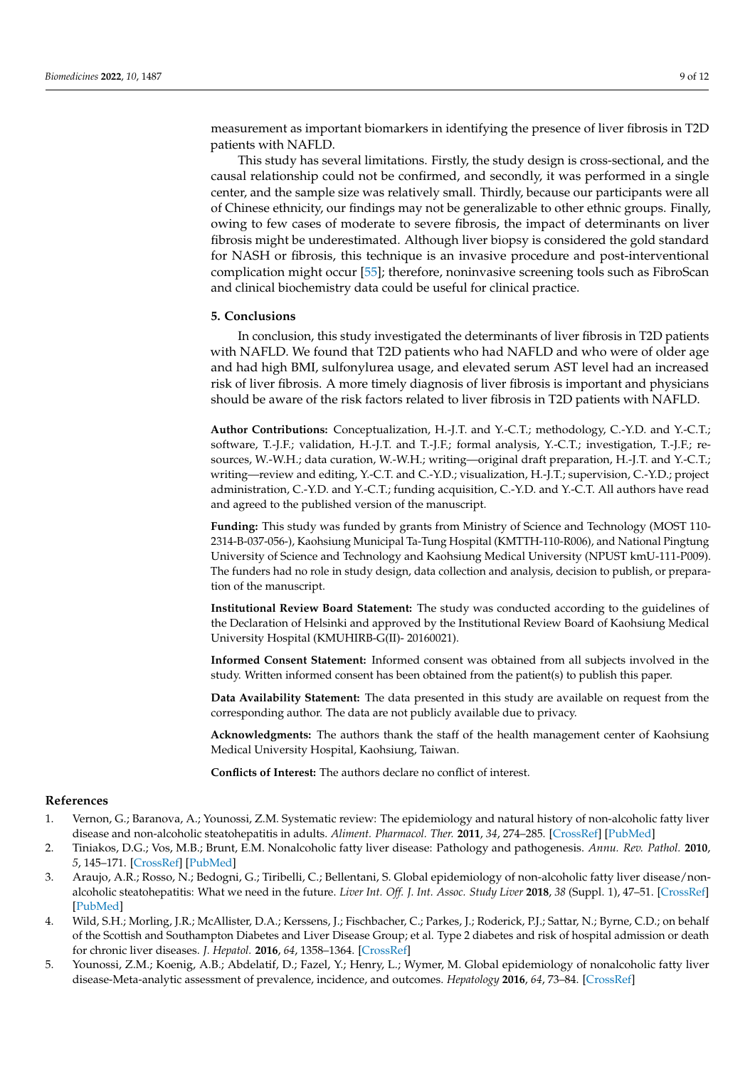measurement as important biomarkers in identifying the presence of liver fibrosis in T2D patients with NAFLD.

This study has several limitations. Firstly, the study design is cross-sectional, and the causal relationship could not be confirmed, and secondly, it was performed in a single center, and the sample size was relatively small. Thirdly, because our participants were all of Chinese ethnicity, our findings may not be generalizable to other ethnic groups. Finally, owing to few cases of moderate to severe fibrosis, the impact of determinants on liver fibrosis might be underestimated. Although liver biopsy is considered the gold standard for NASH or fibrosis, this technique is an invasive procedure and post-interventional complication might occur [55]; therefore, noninvasive screening tools such as FibroScan and clinical biochemistry data could be useful for clinical practice.

## 5. Conclusions

In conclusion, this study investigated the determinants of liver fibrosis in T2D patients with NAFLD. We found that T2D patients who had NAFLD and who were of older age and had high BMI, sulfonylurea usage, and elevated serum AST level had an increased risk of liver fibrosis. A more timely diagnosis of liver fibrosis is important and physicians should be aware of the risk factors related to liver fibrosis in T2D patients with NAFLD.

**Author Contributions:** Conceptualization, H.-J.T. and Y.-C.T.; methodology, C.-Y.D. and Y.-C.T.; software, T.-J.F.; validation, H.-J.T. and T.-J.F.; formal analysis, Y.-C.T.; investigation, T.-J.F.; resources, W.-W.H.; data curation, W.-W.H.; writing—original draft preparation, H.-J.T. and Y.-C.T.; writing—review and editing, Y.-C.T. and C.-Y.D.; visualization, H.-J.T.; supervision, C.-Y.D.; project administration, C.-Y.D. and Y.-C.T.; funding acquisition, C.-Y.D. and Y.-C.T. All authors have read and agreed to the published version of the manuscript.

**Funding:** This study was funded by grants from Ministry of Science and Technology (MOST 110-2314-B-037-056-), Kaohsiung Municipal Ta-Tung Hospital (KMTTH-110-R006), and National Pingtung University of Science and Technology and Kaohsiung Medical University (NPUST kmU-111-P009). The funders had no role in study design, data collection and analysis, decision to publish, or preparation of the manuscript.

**Institutional Review Board Statement:** The study was conducted according to the guidelines of the Declaration of Helsinki and approved by the Institutional Review Board of Kaohsiung Medical University Hospital (KMUHIRB-G(II)- 20160021).

**Informed Consent Statement:** Informed consent was obtained from all subjects involved in the study. Written informed consent has been obtained from the patient(s) to publish this paper.

**Data Availability Statement:** The data presented in this study are available on request from the corresponding author. The data are not publicly available due to privacy.

**Acknowledgments:** The authors thank the staff of the health management center of Kaohsiung Medical University Hospital, Kaohsiung, Taiwan.

**Conflicts of Interest:** The authors declare no conflict of interest.

## References

1. Vernon, G.; Baranova, A.; Younossi, Z.M. Systematic review: The epidemiology and natural history of non-alcoholic fatty liver disease and non-alcoholic steatohepatitis in adults. *Aliment. Pharmacol. Ther.* **2011**, *34*, 274–285. [CrossRef] [PubMed]
2. Tiniakos, D.G.; Vos, M.B.; Brunt, E.M. Nonalcoholic fatty liver disease: Pathology and pathogenesis. *Annu. Rev. Pathol.* **2010**, *5*, 145–171. [CrossRef] [PubMed]
3. Araujo, A.R.; Rosso, N.; Bedogni, G.; Tiribelli, C.; Bellentani, S. Global epidemiology of non-alcoholic fatty liver disease/non-alcoholic steatohepatitis: What we need in the future. *Liver Int. Off. J. Int. Assoc. Study Liver* **2018**, *38* (Suppl. 1), 47–51. [CrossRef] [PubMed]
4. Wild, S.H.; Morling, J.R.; McAllister, D.A.; Kerssens, J.; Fischbacher, C.; Parkes, J.; Roderick, P.J.; Sattar, N.; Byrne, C.D.; on behalf of the Scottish and Southampton Diabetes and Liver Disease Group; et al. Type 2 diabetes and risk of hospital admission or death for chronic liver diseases. *J. Hepatol.* **2016**, *64*, 1358–1364. [CrossRef]
5. Younossi, Z.M.; Koenig, A.B.; Abdelatif, D.; Fazel, Y.; Henry, L.; Wymer, M. Global epidemiology of nonalcoholic fatty liver disease-Meta-analytic assessment of prevalence, incidence, and outcomes. *Hepatology* **2016**, *64*, 73–84. [CrossRef]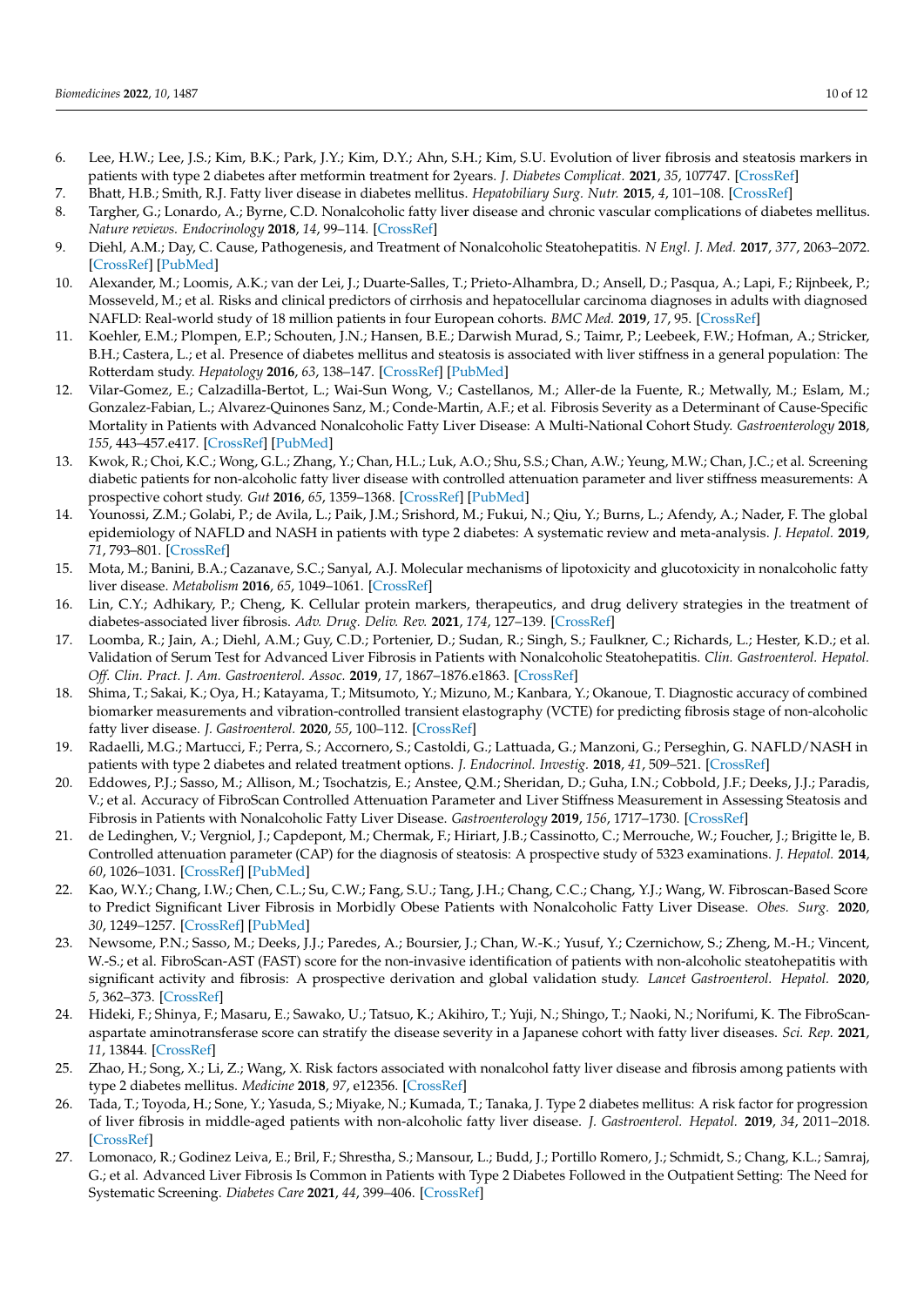6. Lee, H.W.; Lee, J.S.; Kim, B.K.; Park, J.Y.; Kim, D.Y.; Ahn, S.H.; Kim, S.U. Evolution of liver fibrosis and steatosis markers in patients with type 2 diabetes after metformin treatment for 2years. *J. Diabetes Complicat.* **2021**, *35*, 107747. [CrossRef]
7. Bhatt, H.B.; Smith, R.J. Fatty liver disease in diabetes mellitus. *Hepatobiliary Surg. Nutr.* **2015**, *4*, 101–108. [CrossRef]
8. Targher, G.; Lonardo, A.; Byrne, C.D. Nonalcoholic fatty liver disease and chronic vascular complications of diabetes mellitus. *Nature reviews. Endocrinology* **2018**, *14*, 99–114. [CrossRef]
9. Diehl, A.M.; Day, C. Cause, Pathogenesis, and Treatment of Nonalcoholic Steatohepatitis. *N Engl. J. Med.* **2017**, *377*, 2063–2072. [CrossRef] [PubMed]
10. Alexander, M.; Loomis, A.K.; van der Lei, J.; Duarte-Salles, T.; Prieto-Alhambra, D.; Ansell, D.; Pasqua, A.; Lapi, F.; Rijnbeek, P.; Mosseveld, M.; et al. Risks and clinical predictors of cirrhosis and hepatocellular carcinoma diagnoses in adults with diagnosed NAFLD: Real-world study of 18 million patients in four European cohorts. *BMC Med.* **2019**, *17*, 95. [CrossRef]
11. Koehler, E.M.; Plompen, E.P.; Schouten, J.N.; Hansen, B.E.; Darwish Murad, S.; Taimr, P.; Leebeek, F.W.; Hofman, A.; Stricker, B.H.; Castera, L.; et al. Presence of diabetes mellitus and steatosis is associated with liver stiffness in a general population: The Rotterdam study. *Hepatology* **2016**, *63*, 138–147. [CrossRef] [PubMed]
12. Vilar-Gomez, E.; Calzadilla-Bertot, L.; Wai-Sun Wong, V.; Castellanos, M.; Aller-de la Fuente, R.; Metwally, M.; Eslam, M.; Gonzalez-Fabian, L.; Alvarez-Quinones Sanz, M.; Conde-Martin, A.F.; et al. Fibrosis Severity as a Determinant of Cause-Specific Mortality in Patients with Advanced Nonalcoholic Fatty Liver Disease: A Multi-National Cohort Study. *Gastroenterology* **2018**, *155*, 443–457.e417. [CrossRef] [PubMed]
13. Kwok, R.; Choi, K.C.; Wong, G.L.; Zhang, Y.; Chan, H.L.; Luk, A.O.; Shu, S.S.; Chan, A.W.; Yeung, M.W.; Chan, J.C.; et al. Screening diabetic patients for non-alcoholic fatty liver disease with controlled attenuation parameter and liver stiffness measurements: A prospective cohort study. *Gut* **2016**, *65*, 1359–1368. [CrossRef] [PubMed]
14. Younossi, Z.M.; Golabi, P.; de Avila, L.; Paik, J.M.; Srishord, M.; Fukui, N.; Qiu, Y.; Burns, L.; Afendy, A.; Nader, F. The global epidemiology of NAFLD and NASH in patients with type 2 diabetes: A systematic review and meta-analysis. *J. Hepatol.* **2019**, *71*, 793–801. [CrossRef]
15. Mota, M.; Banini, B.A.; Cazanave, S.C.; Sanyal, A.J. Molecular mechanisms of lipotoxicity and glucotoxicity in nonalcoholic fatty liver disease. *Metabolism* **2016**, *65*, 1049–1061. [CrossRef]
16. Lin, C.Y.; Adhikary, P.; Cheng, K. Cellular protein markers, therapeutics, and drug delivery strategies in the treatment of diabetes-associated liver fibrosis. *Adv. Drug. Deliv. Rev.* **2021**, *174*, 127–139. [CrossRef]
17. Loomba, R.; Jain, A.; Diehl, A.M.; Guy, C.D.; Portenier, D.; Sudan, R.; Singh, S.; Faulkner, C.; Richards, L.; Hester, K.D.; et al. Validation of Serum Test for Advanced Liver Fibrosis in Patients with Nonalcoholic Steatohepatitis. *Clin. Gastroenterol. Hepatol. Off. Clin. Pract. J. Am. Gastroenterol. Assoc.* **2019**, *17*, 1867–1876.e1863. [CrossRef]
18. Shima, T.; Sakai, K.; Oya, H.; Katayama, T.; Mitsumoto, Y.; Mizuno, M.; Kanbara, Y.; Okanoue, T. Diagnostic accuracy of combined biomarker measurements and vibration-controlled transient elastography (VCTE) for predicting fibrosis stage of non-alcoholic fatty liver disease. *J. Gastroenterol.* **2020**, *55*, 100–112. [CrossRef]
19. Radaelli, M.G.; Martucci, F.; Perra, S.; Accornero, S.; Castoldi, G.; Lattuada, G.; Manzoni, G.; Perseghin, G. NAFLD/NASH in patients with type 2 diabetes and related treatment options. *J. Endocrinol. Investig.* **2018**, *41*, 509–521. [CrossRef]
20. Eddowes, P.J.; Sasso, M.; Allison, M.; Tsochatzis, E.; Anstee, Q.M.; Sheridan, D.; Guha, I.N.; Cobbold, J.F.; Deeks, J.J.; Paradis, V.; et al. Accuracy of FibroScan Controlled Attenuation Parameter and Liver Stiffness Measurement in Assessing Steatosis and Fibrosis in Patients with Nonalcoholic Fatty Liver Disease. *Gastroenterology* **2019**, *156*, 1717–1730. [CrossRef]
21. de Ledinghen, V.; Vergniol, J.; Capdepont, M.; Chermak, F.; Hiriart, J.B.; Cassinotto, C.; Merrouche, W.; Foucher, J.; Brigitte le, B. Controlled attenuation parameter (CAP) for the diagnosis of steatosis: A prospective study of 5323 examinations. *J. Hepatol.* **2014**, *60*, 1026–1031. [CrossRef] [PubMed]
22. Kao, W.Y.; Chang, I.W.; Chen, C.L.; Su, C.W.; Fang, S.U.; Tang, J.H.; Chang, C.C.; Chang, Y.J.; Wang, W. Fibroscan-Based Score to Predict Significant Liver Fibrosis in Morbidly Obese Patients with Nonalcoholic Fatty Liver Disease. *Obes. Surg.* **2020**, *30*, 1249–1257. [CrossRef] [PubMed]
23. Newsome, P.N.; Sasso, M.; Deeks, J.J.; Paredes, A.; Boursier, J.; Chan, W.-K.; Yusuf, Y.; Czernichow, S.; Zheng, M.-H.; Vincent, W.-S.; et al. FibroScan-AST (FAST) score for the non-invasive identification of patients with non-alcoholic steatohepatitis with significant activity and fibrosis: A prospective derivation and global validation study. *Lancet Gastroenterol. Hepatol.* **2020**, *5*, 362–373. [CrossRef]
24. Hideki, F.; Shinya, F.; Masaru, E.; Sawako, U.; Tatsuo, K.; Akihiro, T.; Yuji, N.; Shingo, T.; Naoki, N.; Norifumi, K. The FibroScan-aspartate aminotransferase score can stratify the disease severity in a Japanese cohort with fatty liver diseases. *Sci. Rep.* **2021**, *11*, 13844. [CrossRef]
25. Zhao, H.; Song, X.; Li, Z.; Wang, X. Risk factors associated with nonalcohol fatty liver disease and fibrosis among patients with type 2 diabetes mellitus. *Medicine* **2018**, *97*, e12356. [CrossRef]
26. Tada, T.; Toyoda, H.; Sone, Y.; Yasuda, S.; Miyake, N.; Kumada, T.; Tanaka, J. Type 2 diabetes mellitus: A risk factor for progression of liver fibrosis in middle-aged patients with non-alcoholic fatty liver disease. *J. Gastroenterol. Hepatol.* **2019**, *34*, 2011–2018. [CrossRef]
27. Lomonaco, R.; Godinez Leiva, E.; Bril, F.; Shrestha, S.; Mansour, L.; Budd, J.; Portillo Romero, J.; Schmidt, S.; Chang, K.L.; Samraj, G.; et al. Advanced Liver Fibrosis Is Common in Patients with Type 2 Diabetes Followed in the Outpatient Setting: The Need for Systematic Screening. *Diabetes Care* **2021**, *44*, 399–406. [CrossRef]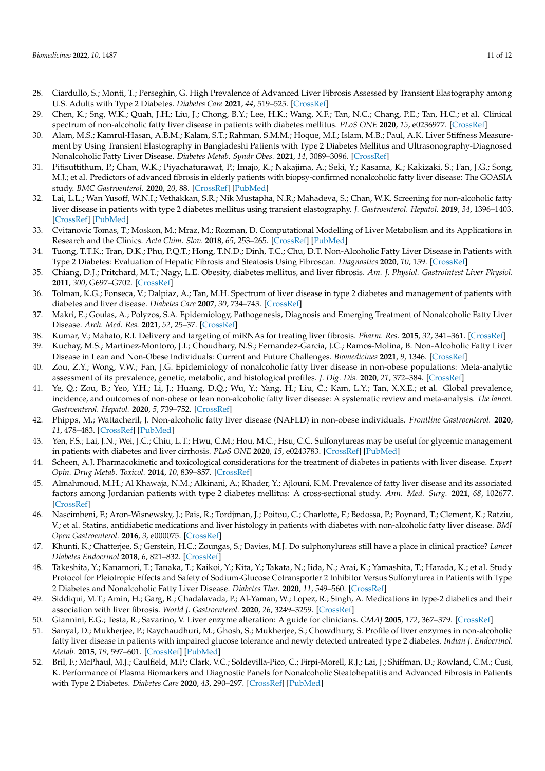28. Ciardullo, S.; Monti, T.; Perseghin, G. High Prevalence of Advanced Liver Fibrosis Assessed by Transient Elastography among U.S. Adults with Type 2 Diabetes. *Diabetes Care* **2021**, *44*, 519–525. [CrossRef]
29. Chen, K.; Sng, W.K.; Quah, J.H.; Liu, J.; Chong, B.Y.; Lee, H.K.; Wang, X.F.; Tan, N.C.; Chang, P.E.; Tan, H.C.; et al. Clinical spectrum of non-alcoholic fatty liver disease in patients with diabetes mellitus. *PLoS ONE* **2020**, *15*, e0236977. [CrossRef]
30. Alam, M.S.; Kamrul-Hasan, A.B.M.; Kalam, S.T.; Rahman, S.M.M.; Hoque, M.I.; Islam, M.B.; Paul, A.K. Liver Stiffness Measurement by Using Transient Elastography in Bangladeshi Patients with Type 2 Diabetes Mellitus and Ultrasonography-Diagnosed Nonalcoholic Fatty Liver Disease. *Diabetes Metab. Syndr Obes.* **2021**, *14*, 3089–3096. [CrossRef]
31. Pitisuttithum, P.; Chan, W.K.; Piyachaturawat, P.; Imajo, K.; Nakajima, A.; Seki, Y.; Kasama, K.; Kakizaki, S.; Fan, J.G.; Song, M.J.; et al. Predictors of advanced fibrosis in elderly patients with biopsy-confirmed nonalcoholic fatty liver disease: The GOASIA study. *BMC Gastroenterol.* **2020**, *20*, 88. [CrossRef] [PubMed]
32. Lai, L.L.; Wan Yusoff, W.N.I.; Vethakkan, S.R.; Nik Mustapha, N.R.; Mahadeva, S.; Chan, W.K. Screening for non-alcoholic fatty liver disease in patients with type 2 diabetes mellitus using transient elastography. *J. Gastroenterol. Hepatol.* **2019**, *34*, 1396–1403. [CrossRef] [PubMed]
33. Cvitanovic Tomas, T.; Moskon, M.; Mraz, M.; Rozman, D. Computational Modelling of Liver Metabolism and its Applications in Research and the Clinics. *Acta Chim. Slov.* **2018**, *65*, 253–265. [CrossRef] [PubMed]
34. Tuong, T.T.K.; Tran, D.K.; Phu, P.Q.T.; Hong, T.N.D.; Dinh, T.C.; Chu, D.T. Non-Alcoholic Fatty Liver Disease in Patients with Type 2 Diabetes: Evaluation of Hepatic Fibrosis and Steatosis Using Fibroscan. *Diagnostics* **2020**, *10*, 159. [CrossRef]
35. Chiang, D.J.; Pritchard, M.T.; Nagy, L.E. Obesity, diabetes mellitus, and liver fibrosis. *Am. J. Physiol. Gastrointest Liver Physiol.* **2011**, *300*, G697–G702. [CrossRef]
36. Tolman, K.G.; Fonseca, V.; Dalpiaz, A.; Tan, M.H. Spectrum of liver disease in type 2 diabetes and management of patients with diabetes and liver disease. *Diabetes Care* **2007**, *30*, 734–743. [CrossRef]
37. Makri, E.; Goulas, A.; Polyzos, S.A. Epidemiology, Pathogenesis, Diagnosis and Emerging Treatment of Nonalcoholic Fatty Liver Disease. *Arch. Med. Res.* **2021**, *52*, 25–37. [CrossRef]
38. Kumar, V.; Mahato, R.I. Delivery and targeting of miRNAs for treating liver fibrosis. *Pharm. Res.* **2015**, *32*, 341–361. [CrossRef]
39. Kuchay, M.S.; Martinez-Montoro, J.I.; Choudhary, N.S.; Fernandez-Garcia, J.C.; Ramos-Molina, B. Non-Alcoholic Fatty Liver Disease in Lean and Non-Obese Individuals: Current and Future Challenges. *Biomedicines* **2021**, *9*, 1346. [CrossRef]
40. Zou, Z.Y.; Wong, V.W.; Fan, J.G. Epidemiology of nonalcoholic fatty liver disease in non-obese populations: Meta-analytic assessment of its prevalence, genetic, metabolic, and histological profiles. *J. Dig. Dis.* **2020**, *21*, 372–384. [CrossRef]
41. Ye, Q.; Zou, B.; Yeo, Y.H.; Li, J.; Huang, D.Q.; Wu, Y.; Yang, H.; Liu, C.; Kam, L.Y.; Tan, X.X.E.; et al. Global prevalence, incidence, and outcomes of non-obese or lean non-alcoholic fatty liver disease: A systematic review and meta-analysis. *The lancet. Gastroenterol. Hepatol.* **2020**, *5*, 739–752. [CrossRef]
42. Phipps, M.; Wattacheril, J. Non-alcoholic fatty liver disease (NAFLD) in non-obese individuals. *Frontline Gastroenterol.* **2020**, *11*, 478–483. [CrossRef] [PubMed]
43. Yen, F.S.; Lai, J.N.; Wei, J.C.; Chiu, L.T.; Hwu, C.M.; Hou, M.C.; Hsu, C.C. Sulfonylureas may be useful for glycemic management in patients with diabetes and liver cirrhosis. *PLoS ONE* **2020**, *15*, e0243783. [CrossRef] [PubMed]
44. Scheen, A.J. Pharmacokinetic and toxicological considerations for the treatment of diabetes in patients with liver disease. *Expert Opin. Drug Metab. Toxicol.* **2014**, *10*, 839–857. [CrossRef]
45. Almahmoud, M.H.; Al Khawaja, N.M.; Alkinani, A.; Khader, Y.; Ajlouni, K.M. Prevalence of fatty liver disease and its associated factors among Jordanian patients with type 2 diabetes mellitus: A cross-sectional study. *Ann. Med. Surg.* **2021**, *68*, 102677. [CrossRef]
46. Nascimbeni, F.; Aron-Wisnewsky, J.; Pais, R.; Tordjman, J.; Poitou, C.; Charlotte, F.; Bedossa, P.; Poynard, T.; Clement, K.; Ratziu, V.; et al. Statins, antidiabetic medications and liver histology in patients with diabetes with non-alcoholic fatty liver disease. *BMJ Open Gastroenterol.* **2016**, *3*, e000075. [CrossRef]
47. Khunti, K.; Chatterjee, S.; Gerstein, H.C.; Zoungas, S.; Davies, M.J. Do sulphonylureas still have a place in clinical practice? *Lancet Diabetes Endocrinol* **2018**, *6*, 821–832. [CrossRef]
48. Takeshita, Y.; Kanamori, T.; Tanaka, T.; Kaikoi, Y.; Kita, Y.; Takata, N.; Iida, N.; Arai, K.; Yamashita, T.; Harada, K.; et al. Study Protocol for Pleiotropic Effects and Safety of Sodium-Glucose Cotransporter 2 Inhibitor Versus Sulfonylurea in Patients with Type 2 Diabetes and Nonalcoholic Fatty Liver Disease. *Diabetes Ther.* **2020**, *11*, 549–560. [CrossRef]
49. Siddiqui, M.T.; Amin, H.; Garg, R.; Chadalavada, P.; Al-Yaman, W.; Lopez, R.; Singh, A. Medications in type-2 diabetics and their association with liver fibrosis. *World J. Gastroenterol.* **2020**, *26*, 3249–3259. [CrossRef]
50. Giannini, E.G.; Testa, R.; Savarino, V. Liver enzyme alteration: A guide for clinicians. *CMAJ* **2005**, *172*, 367–379. [CrossRef]
51. Sanyal, D.; Mukherjee, P.; Raychaudhuri, M.; Ghosh, S.; Mukherjee, S.; Chowdhury, S. Profile of liver enzymes in non-alcoholic fatty liver disease in patients with impaired glucose tolerance and newly detected untreated type 2 diabetes. *Indian J. Endocrinol. Metab.* **2015**, *19*, 597–601. [CrossRef] [PubMed]
52. Bril, F.; McPhaul, M.J.; Caulfield, M.P.; Clark, V.C.; Soldevilla-Pico, C.; Firpi-Morell, R.J.; Lai, J.; Shiffman, D.; Rowland, C.M.; Cusi, K. Performance of Plasma Biomarkers and Diagnostic Panels for Nonalcoholic Steatohepatitis and Advanced Fibrosis in Patients with Type 2 Diabetes. *Diabetes Care* **2020**, *43*, 290–297. [CrossRef] [PubMed]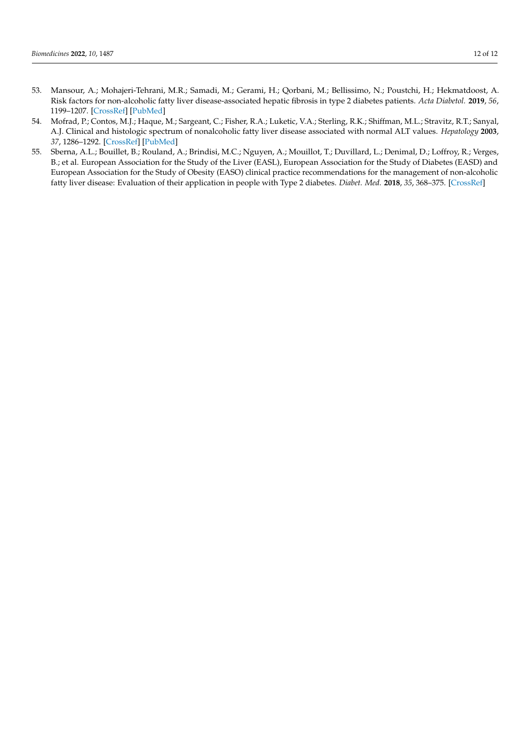53. Mansour, A.; Mohajeri-Tehrani, M.R.; Samadi, M.; Gerami, H.; Qorbani, M.; Bellissimo, N.; Poustchi, H.; Hekmatdoost, A. Risk factors for non-alcoholic fatty liver disease-associated hepatic fibrosis in type 2 diabetes patients. *Acta Diabetol.* **2019**, *56*, 1199–1207. [CrossRef] [PubMed]
54. Mofrad, P.; Contos, M.J.; Haque, M.; Sargeant, C.; Fisher, R.A.; Luketic, V.A.; Sterling, R.K.; Shiffman, M.L.; Stravitz, R.T.; Sanyal, A.J. Clinical and histologic spectrum of nonalcoholic fatty liver disease associated with normal ALT values. *Hepatology* **2003**, *37*, 1286–1292. [CrossRef] [PubMed]
55. Sberna, A.L.; Bouillet, B.; Rouland, A.; Brindisi, M.C.; Nguyen, A.; Mouillot, T.; Duvillard, L.; Denimal, D.; Loffroy, R.; Verges, B.; et al. European Association for the Study of the Liver (EASL), European Association for the Study of Diabetes (EASD) and European Association for the Study of Obesity (EASO) clinical practice recommendations for the management of non-alcoholic fatty liver disease: Evaluation of their application in people with Type 2 diabetes. *Diabet. Med.* **2018**, *35*, 368–375. [CrossRef]